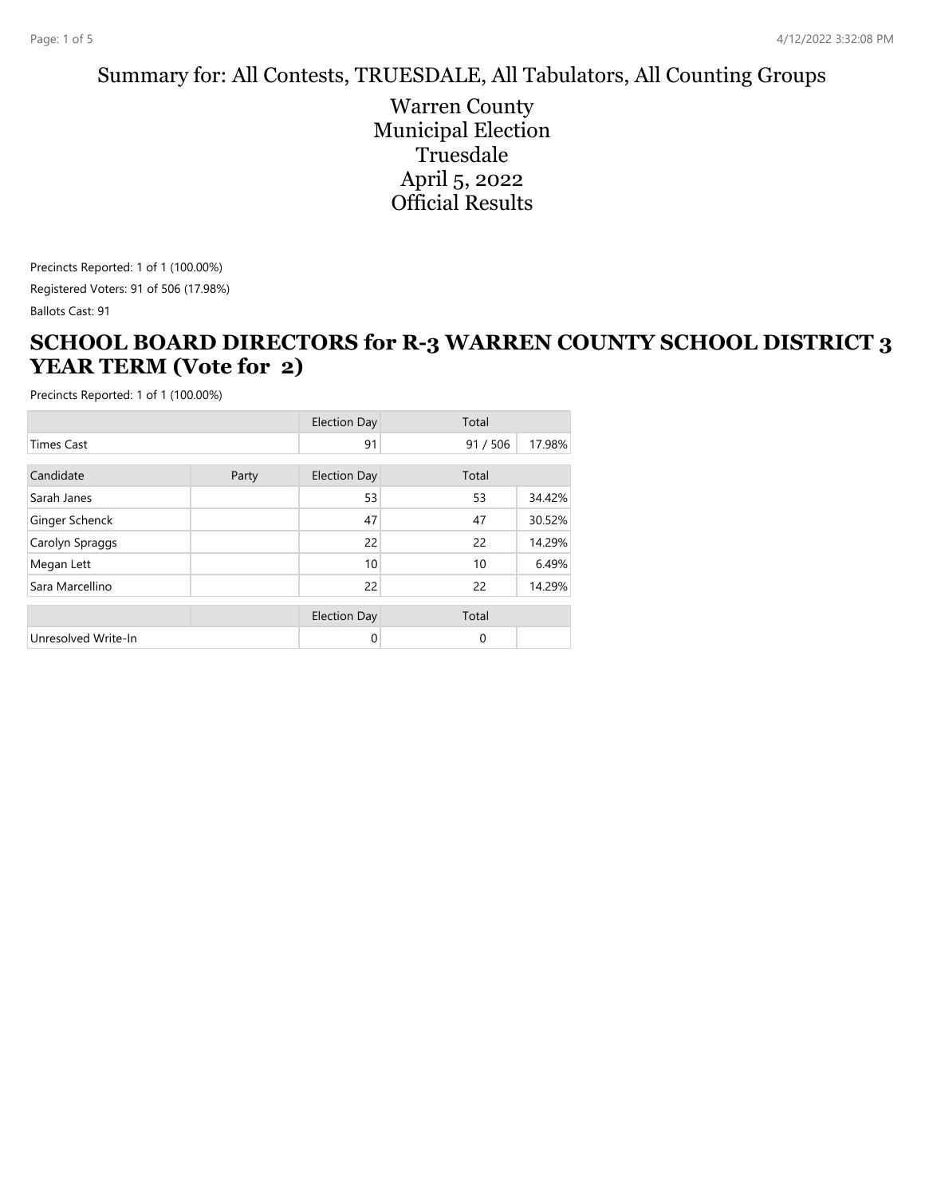Summary for: All Contests, TRUESDALE, All Tabulators, All Counting Groups

Warren County
Municipal Election
Truesdale
April 5, 2022
Official Results

Precincts Reported: 1 of 1 (100.00%)

Registered Voters: 91 of 506 (17.98%)

Ballots Cast: 91

## SCHOOL BOARD DIRECTORS for R-3 WARREN COUNTY SCHOOL DISTRICT 3 YEAR TERM (Vote for 2)

Precincts Reported: 1 of 1 (100.00%)

| | | Election Day | Total | |
|---|---|---|---|---|
| Times Cast | | 91 | 91 / 506 | 17.98% |

| Candidate | Party | Election Day | Total | |
|---|---|---|---|---|
| Sarah Janes | | 53 | 53 | 34.42% |
| Ginger Schenck | | 47 | 47 | 30.52% |
| Carolyn Spraggs | | 22 | 22 | 14.29% |
| Megan Lett | | 10 | 10 | 6.49% |
| Sara Marcellino | | 22 | 22 | 14.29% |

| | | Election Day | Total | |
|---|---|---|---|---|
| Unresolved Write-In | | 0 | 0 | |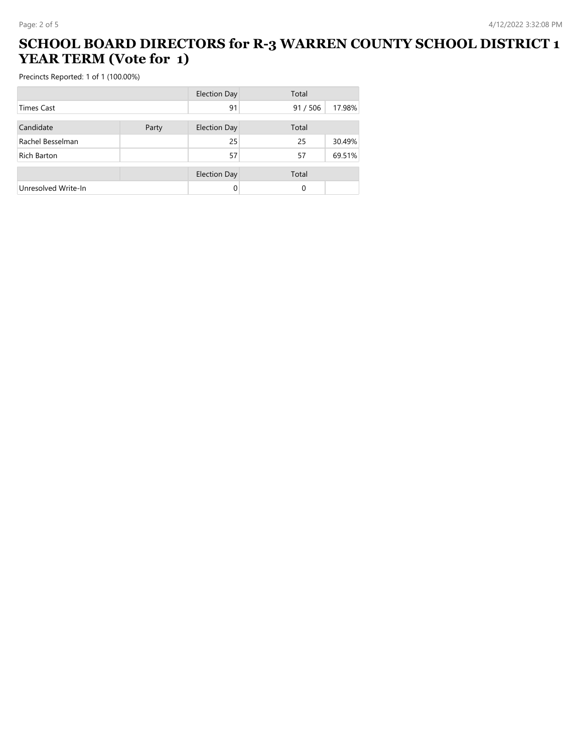# SCHOOL BOARD DIRECTORS for R-3 WARREN COUNTY SCHOOL DISTRICT 1 YEAR TERM (Vote for 1)

Precincts Reported: 1 of 1 (100.00%)

| | Election Day | Total | |
|---|---|---|---|
| Times Cast | 91 | 91 / 506 | 17.98% |

| Candidate | Party | Election Day | Total | |
|---|---|---|---|---|
| Rachel Besselman | | 25 | 25 | 30.49% |
| Rich Barton | | 57 | 57 | 69.51% |

| | | Election Day | Total | |
|---|---|---|---|---|
| Unresolved Write-In | | 0 | 0 | |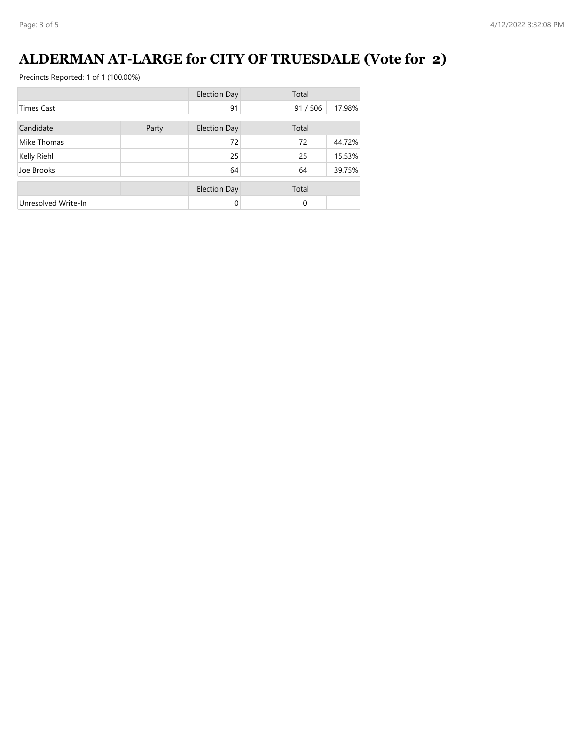# ALDERMAN AT-LARGE for CITY OF TRUESDALE (Vote for 2)

Precincts Reported: 1 of 1 (100.00%)

| | Election Day | Total | |
|---|---|---|---|
| Times Cast | 91 | 91 / 506 | 17.98% |

| Candidate | Party | Election Day | Total | |
|---|---|---|---|---|
| Mike Thomas | | 72 | 72 | 44.72% |
| Kelly Riehl | | 25 | 25 | 15.53% |
| Joe Brooks | | 64 | 64 | 39.75% |

| | | Election Day | Total | |
|---|---|---|---|---|
| Unresolved Write-In | | 0 | 0 | |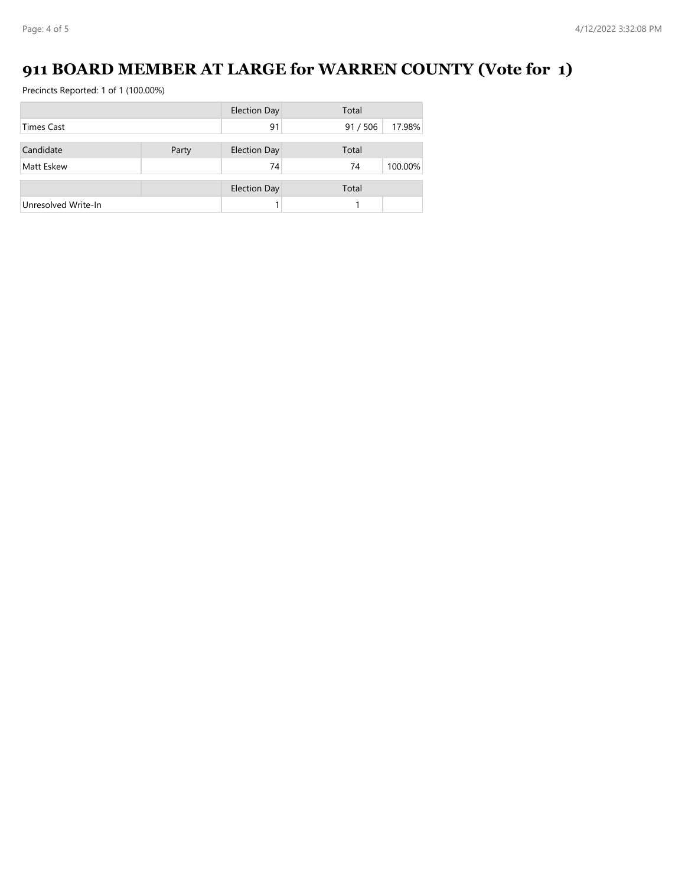# 911 BOARD MEMBER AT LARGE for WARREN COUNTY (Vote for 1)

Precincts Reported: 1 of 1 (100.00%)

| | | Election Day | Total | |
|---|---|---|---|---|
| Times Cast | | 91 | 91 / 506 | 17.98% |

| Candidate | Party | Election Day | Total | |
|---|---|---|---|---|
| Matt Eskew | | 74 | 74 | 100.00% |

| | | Election Day | Total | |
|---|---|---|---|---|
| Unresolved Write-In | | 1 | 1 | |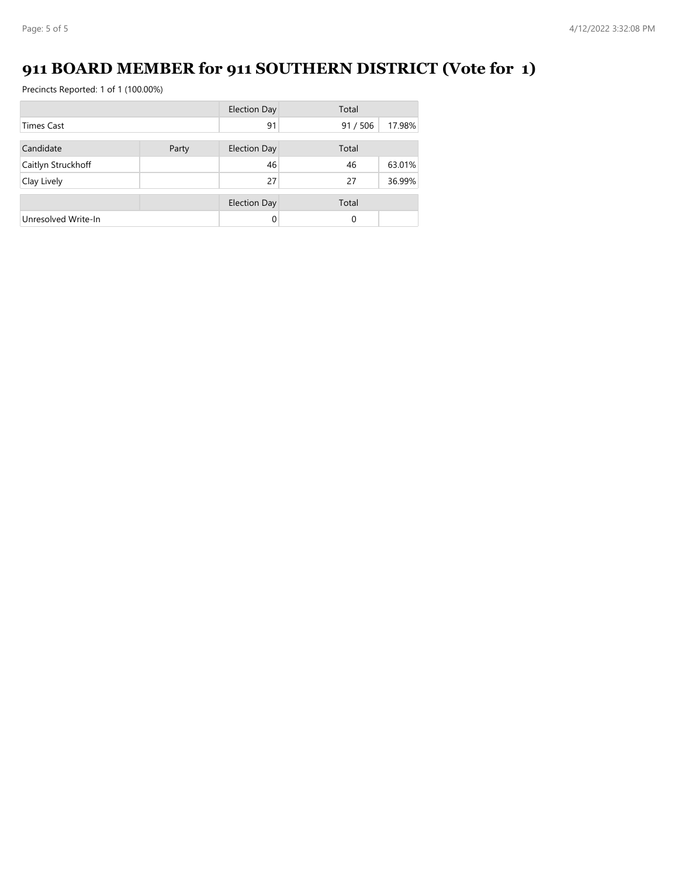# 911 BOARD MEMBER for 911 SOUTHERN DISTRICT (Vote for 1)

Precincts Reported: 1 of 1 (100.00%)

| | | Election Day | Total | |
|---|---|---|---|---|
| Times Cast | | 91 | 91 / 506 | 17.98% |

| Candidate | Party | Election Day | Total | |
|---|---|---|---|---|
| Caitlyn Struckhoff | | 46 | 46 | 63.01% |
| Clay Lively | | 27 | 27 | 36.99% |

| | | Election Day | Total | |
|---|---|---|---|---|
| Unresolved Write-In | | 0 | 0 | |